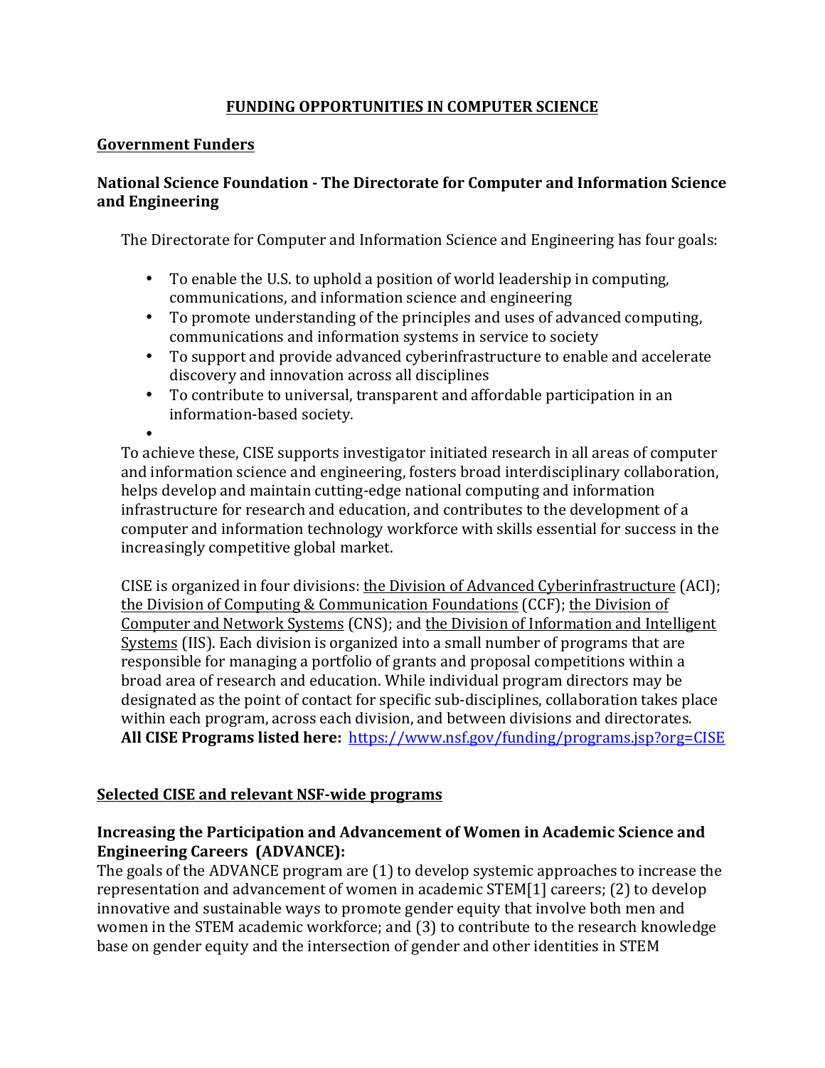# FUNDING OPPORTUNITIES IN COMPUTER SCIENCE

## Government Funders

### National Science Foundation - The Directorate for Computer and Information Science and Engineering

The Directorate for Computer and Information Science and Engineering has four goals:

- To enable the U.S. to uphold a position of world leadership in computing, communications, and information science and engineering
- To promote understanding of the principles and uses of advanced computing, communications and information systems in service to society
- To support and provide advanced cyberinfrastructure to enable and accelerate discovery and innovation across all disciplines
- To contribute to universal, transparent and affordable participation in an information-based society.

To achieve these, CISE supports investigator initiated research in all areas of computer and information science and engineering, fosters broad interdisciplinary collaboration, helps develop and maintain cutting-edge national computing and information infrastructure for research and education, and contributes to the development of a computer and information technology workforce with skills essential for success in the increasingly competitive global market.

CISE is organized in four divisions: the Division of Advanced Cyberinfrastructure (ACI); the Division of Computing & Communication Foundations (CCF); the Division of Computer and Network Systems (CNS); and the Division of Information and Intelligent Systems (IIS). Each division is organized into a small number of programs that are responsible for managing a portfolio of grants and proposal competitions within a broad area of research and education. While individual program directors may be designated as the point of contact for specific sub-disciplines, collaboration takes place within each program, across each division, and between divisions and directorates. **All CISE Programs listed here:** https://www.nsf.gov/funding/programs.jsp?org=CISE

## Selected CISE and relevant NSF-wide programs

### Increasing the Participation and Advancement of Women in Academic Science and Engineering Careers (ADVANCE):

The goals of the ADVANCE program are (1) to develop systemic approaches to increase the representation and advancement of women in academic STEM[1] careers; (2) to develop innovative and sustainable ways to promote gender equity that involve both men and women in the STEM academic workforce; and (3) to contribute to the research knowledge base on gender equity and the intersection of gender and other identities in STEM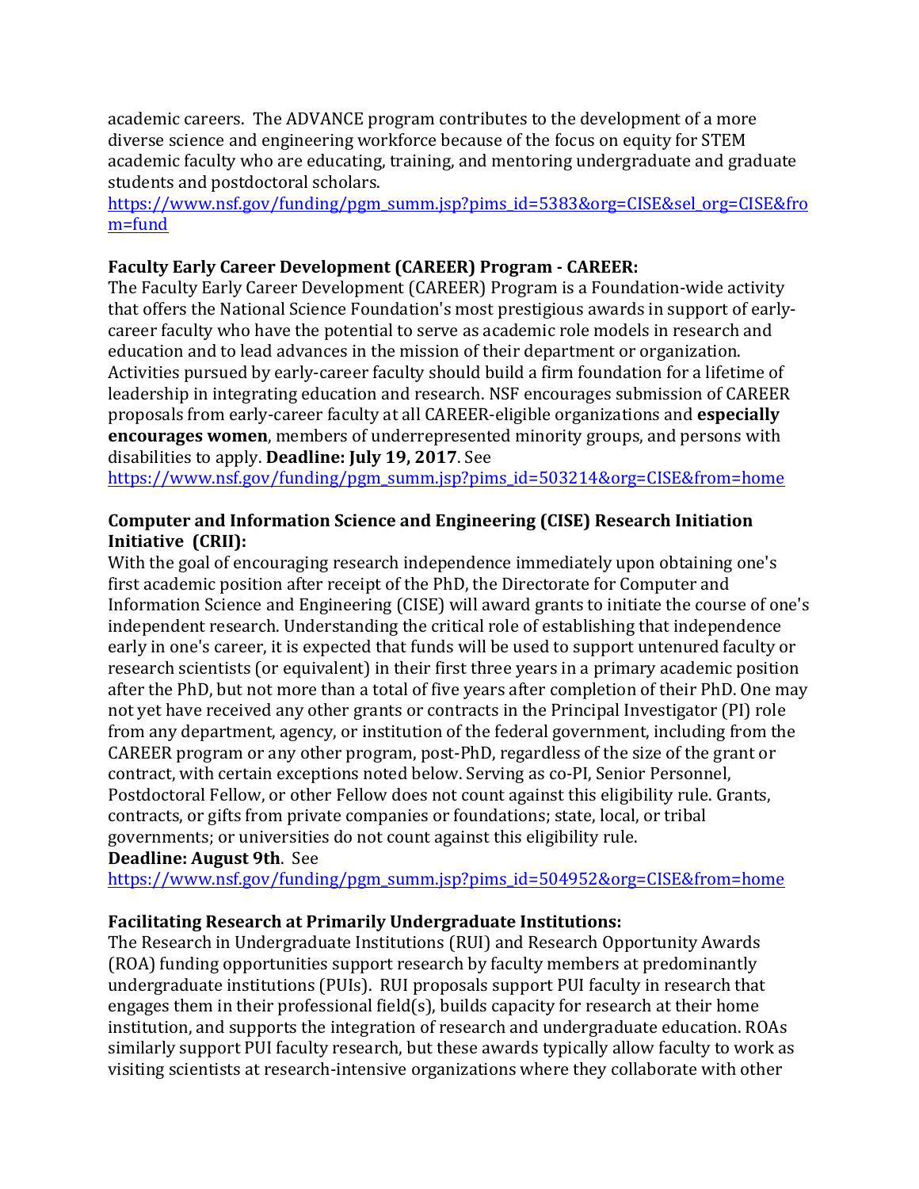academic careers. The ADVANCE program contributes to the development of a more diverse science and engineering workforce because of the focus on equity for STEM academic faculty who are educating, training, and mentoring undergraduate and graduate students and postdoctoral scholars.
https://www.nsf.gov/funding/pgm_summ.jsp?pims_id=5383&org=CISE&sel_org=CISE&from=fund

**Faculty Early Career Development (CAREER) Program - CAREER:**
The Faculty Early Career Development (CAREER) Program is a Foundation-wide activity that offers the National Science Foundation's most prestigious awards in support of early-career faculty who have the potential to serve as academic role models in research and education and to lead advances in the mission of their department or organization. Activities pursued by early-career faculty should build a firm foundation for a lifetime of leadership in integrating education and research. NSF encourages submission of CAREER proposals from early-career faculty at all CAREER-eligible organizations and **especially encourages women**, members of underrepresented minority groups, and persons with disabilities to apply. **Deadline: July 19, 2017**. See
https://www.nsf.gov/funding/pgm_summ.jsp?pims_id=503214&org=CISE&from=home

**Computer and Information Science and Engineering (CISE) Research Initiation Initiative (CRII):**
With the goal of encouraging research independence immediately upon obtaining one's first academic position after receipt of the PhD, the Directorate for Computer and Information Science and Engineering (CISE) will award grants to initiate the course of one's independent research. Understanding the critical role of establishing that independence early in one's career, it is expected that funds will be used to support untenured faculty or research scientists (or equivalent) in their first three years in a primary academic position after the PhD, but not more than a total of five years after completion of their PhD. One may not yet have received any other grants or contracts in the Principal Investigator (PI) role from any department, agency, or institution of the federal government, including from the CAREER program or any other program, post-PhD, regardless of the size of the grant or contract, with certain exceptions noted below. Serving as co-PI, Senior Personnel, Postdoctoral Fellow, or other Fellow does not count against this eligibility rule. Grants, contracts, or gifts from private companies or foundations; state, local, or tribal governments; or universities do not count against this eligibility rule.
**Deadline: August 9th**. See
https://www.nsf.gov/funding/pgm_summ.jsp?pims_id=504952&org=CISE&from=home

**Facilitating Research at Primarily Undergraduate Institutions:**
The Research in Undergraduate Institutions (RUI) and Research Opportunity Awards (ROA) funding opportunities support research by faculty members at predominantly undergraduate institutions (PUIs). RUI proposals support PUI faculty in research that engages them in their professional field(s), builds capacity for research at their home institution, and supports the integration of research and undergraduate education. ROAs similarly support PUI faculty research, but these awards typically allow faculty to work as visiting scientists at research-intensive organizations where they collaborate with other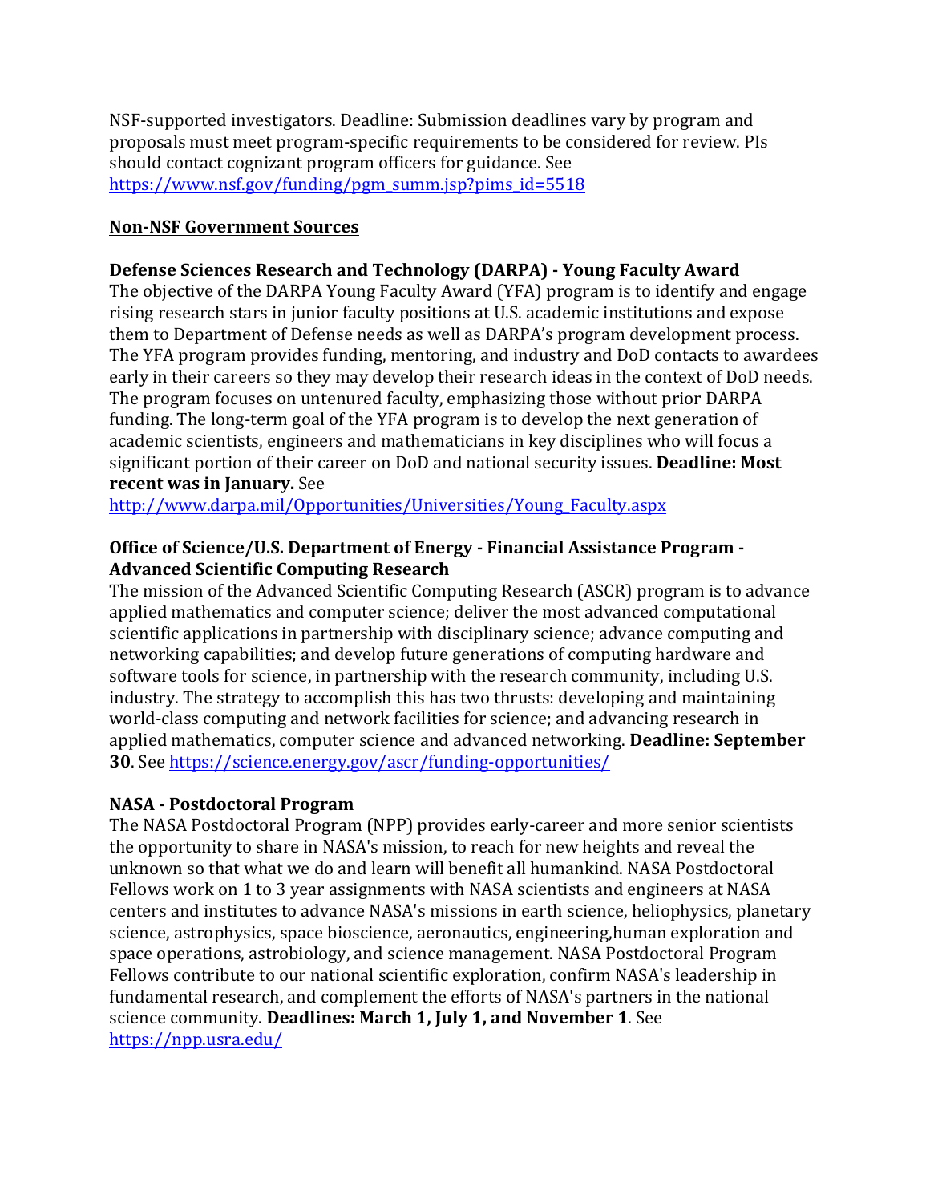NSF-supported investigators. Deadline: Submission deadlines vary by program and proposals must meet program-specific requirements to be considered for review. PIs should contact cognizant program officers for guidance. See https://www.nsf.gov/funding/pgm_summ.jsp?pims_id=5518

## Non-NSF Government Sources

**Defense Sciences Research and Technology (DARPA) - Young Faculty Award**
The objective of the DARPA Young Faculty Award (YFA) program is to identify and engage rising research stars in junior faculty positions at U.S. academic institutions and expose them to Department of Defense needs as well as DARPA's program development process. The YFA program provides funding, mentoring, and industry and DoD contacts to awardees early in their careers so they may develop their research ideas in the context of DoD needs. The program focuses on untenured faculty, emphasizing those without prior DARPA funding. The long-term goal of the YFA program is to develop the next generation of academic scientists, engineers and mathematicians in key disciplines who will focus a significant portion of their career on DoD and national security issues. **Deadline: Most recent was in January.** See http://www.darpa.mil/Opportunities/Universities/Young_Faculty.aspx

**Office of Science/U.S. Department of Energy - Financial Assistance Program - Advanced Scientific Computing Research**
The mission of the Advanced Scientific Computing Research (ASCR) program is to advance applied mathematics and computer science; deliver the most advanced computational scientific applications in partnership with disciplinary science; advance computing and networking capabilities; and develop future generations of computing hardware and software tools for science, in partnership with the research community, including U.S. industry. The strategy to accomplish this has two thrusts: developing and maintaining world-class computing and network facilities for science; and advancing research in applied mathematics, computer science and advanced networking. **Deadline: September 30**. See https://science.energy.gov/ascr/funding-opportunities/

**NASA - Postdoctoral Program**
The NASA Postdoctoral Program (NPP) provides early-career and more senior scientists the opportunity to share in NASA's mission, to reach for new heights and reveal the unknown so that what we do and learn will benefit all humankind. NASA Postdoctoral Fellows work on 1 to 3 year assignments with NASA scientists and engineers at NASA centers and institutes to advance NASA's missions in earth science, heliophysics, planetary science, astrophysics, space bioscience, aeronautics, engineering,human exploration and space operations, astrobiology, and science management. NASA Postdoctoral Program Fellows contribute to our national scientific exploration, confirm NASA's leadership in fundamental research, and complement the efforts of NASA's partners in the national science community. **Deadlines: March 1, July 1, and November 1**. See https://npp.usra.edu/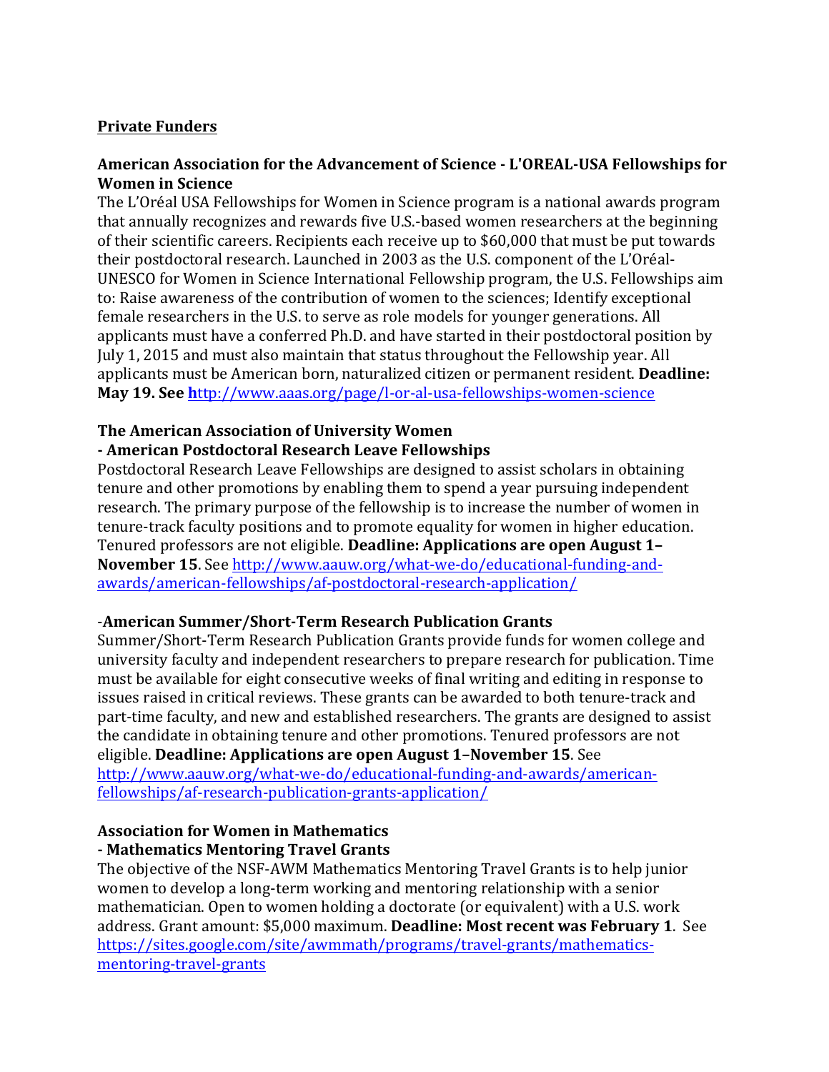**Private Funders**

**American Association for the Advancement of Science - L'OREAL-USA Fellowships for Women in Science**

The L'Oréal USA Fellowships for Women in Science program is a national awards program that annually recognizes and rewards five U.S.-based women researchers at the beginning of their scientific careers. Recipients each receive up to $60,000 that must be put towards their postdoctoral research. Launched in 2003 as the U.S. component of the L'Oréal-UNESCO for Women in Science International Fellowship program, the U.S. Fellowships aim to: Raise awareness of the contribution of women to the sciences; Identify exceptional female researchers in the U.S. to serve as role models for younger generations. All applicants must have a conferred Ph.D. and have started in their postdoctoral position by July 1, 2015 and must also maintain that status throughout the Fellowship year. All applicants must be American born, naturalized citizen or permanent resident. **Deadline: May 19. See** http://www.aaas.org/page/l-or-al-usa-fellowships-women-science

**The American Association of University Women**

**- American Postdoctoral Research Leave Fellowships**

Postdoctoral Research Leave Fellowships are designed to assist scholars in obtaining tenure and other promotions by enabling them to spend a year pursuing independent research. The primary purpose of the fellowship is to increase the number of women in tenure-track faculty positions and to promote equality for women in higher education. Tenured professors are not eligible. **Deadline: Applications are open August 1–November 15**. See http://www.aauw.org/what-we-do/educational-funding-and-awards/american-fellowships/af-postdoctoral-research-application/

-**American Summer/Short-Term Research Publication Grants**

Summer/Short-Term Research Publication Grants provide funds for women college and university faculty and independent researchers to prepare research for publication. Time must be available for eight consecutive weeks of final writing and editing in response to issues raised in critical reviews. These grants can be awarded to both tenure-track and part-time faculty, and new and established researchers. The grants are designed to assist the candidate in obtaining tenure and other promotions. Tenured professors are not eligible. **Deadline: Applications are open August 1–November 15**. See http://www.aauw.org/what-we-do/educational-funding-and-awards/american-fellowships/af-research-publication-grants-application/

**Association for Women in Mathematics**

**- Mathematics Mentoring Travel Grants**

The objective of the NSF-AWM Mathematics Mentoring Travel Grants is to help junior women to develop a long-term working and mentoring relationship with a senior mathematician. Open to women holding a doctorate (or equivalent) with a U.S. work address. Grant amount: $5,000 maximum. **Deadline: Most recent was February 1**. See https://sites.google.com/site/awmmath/programs/travel-grants/mathematics-mentoring-travel-grants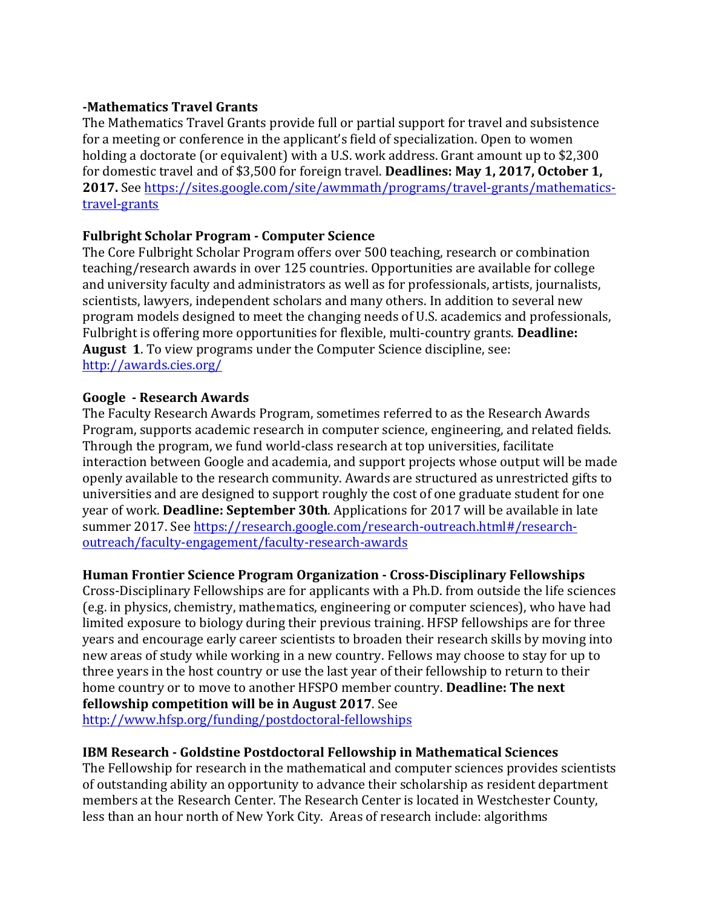**-Mathematics Travel Grants**
The Mathematics Travel Grants provide full or partial support for travel and subsistence for a meeting or conference in the applicant's field of specialization. Open to women holding a doctorate (or equivalent) with a U.S. work address. Grant amount up to $2,300 for domestic travel and of $3,500 for foreign travel. **Deadlines: May 1, 2017, October 1, 2017.** See [https://sites.google.com/site/awmmath/programs/travel-grants/mathematics-travel-grants](https://sites.google.com/site/awmmath/programs/travel-grants/mathematics-travel-grants)

**Fulbright Scholar Program - Computer Science**
The Core Fulbright Scholar Program offers over 500 teaching, research or combination teaching/research awards in over 125 countries. Opportunities are available for college and university faculty and administrators as well as for professionals, artists, journalists, scientists, lawyers, independent scholars and many others. In addition to several new program models designed to meet the changing needs of U.S. academics and professionals, Fulbright is offering more opportunities for flexible, multi-country grants. **Deadline: August 1**. To view programs under the Computer Science discipline, see: [http://awards.cies.org/](http://awards.cies.org/)

**Google - Research Awards**
The Faculty Research Awards Program, sometimes referred to as the Research Awards Program, supports academic research in computer science, engineering, and related fields. Through the program, we fund world-class research at top universities, facilitate interaction between Google and academia, and support projects whose output will be made openly available to the research community. Awards are structured as unrestricted gifts to universities and are designed to support roughly the cost of one graduate student for one year of work. **Deadline: September 30th**. Applications for 2017 will be available in late summer 2017. See [https://research.google.com/research-outreach.html#/research-outreach/faculty-engagement/faculty-research-awards](https://research.google.com/research-outreach.html#/research-outreach/faculty-engagement/faculty-research-awards)

**Human Frontier Science Program Organization - Cross-Disciplinary Fellowships**
Cross-Disciplinary Fellowships are for applicants with a Ph.D. from outside the life sciences (e.g. in physics, chemistry, mathematics, engineering or computer sciences), who have had limited exposure to biology during their previous training. HFSP fellowships are for three years and encourage early career scientists to broaden their research skills by moving into new areas of study while working in a new country. Fellows may choose to stay for up to three years in the host country or use the last year of their fellowship to return to their home country or to move to another HFSPO member country. **Deadline: The next fellowship competition will be in August 2017**. See [http://www.hfsp.org/funding/postdoctoral-fellowships](http://www.hfsp.org/funding/postdoctoral-fellowships)

**IBM Research - Goldstine Postdoctoral Fellowship in Mathematical Sciences**
The Fellowship for research in the mathematical and computer sciences provides scientists of outstanding ability an opportunity to advance their scholarship as resident department members at the Research Center. The Research Center is located in Westchester County, less than an hour north of New York City. Areas of research include: algorithms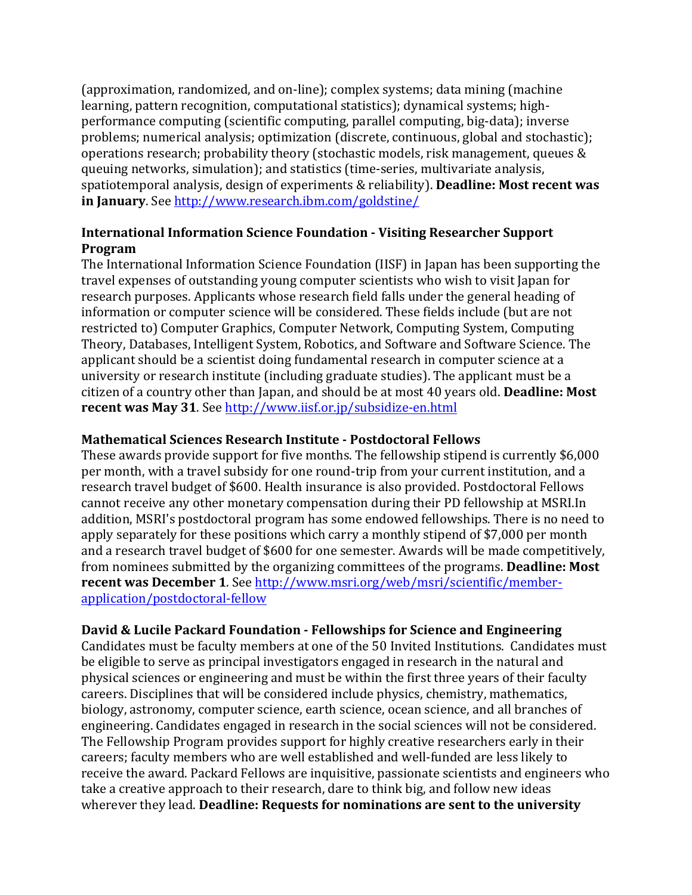(approximation, randomized, and on-line); complex systems; data mining (machine learning, pattern recognition, computational statistics); dynamical systems; high-performance computing (scientific computing, parallel computing, big-data); inverse problems; numerical analysis; optimization (discrete, continuous, global and stochastic); operations research; probability theory (stochastic models, risk management, queues & queuing networks, simulation); and statistics (time-series, multivariate analysis, spatiotemporal analysis, design of experiments & reliability). **Deadline: Most recent was in January**. See http://www.research.ibm.com/goldstine/

**International Information Science Foundation - Visiting Researcher Support Program**
The International Information Science Foundation (IISF) in Japan has been supporting the travel expenses of outstanding young computer scientists who wish to visit Japan for research purposes. Applicants whose research field falls under the general heading of information or computer science will be considered. These fields include (but are not restricted to) Computer Graphics, Computer Network, Computing System, Computing Theory, Databases, Intelligent System, Robotics, and Software and Software Science. The applicant should be a scientist doing fundamental research in computer science at a university or research institute (including graduate studies). The applicant must be a citizen of a country other than Japan, and should be at most 40 years old. **Deadline: Most recent was May 31**. See http://www.iisf.or.jp/subsidize-en.html

**Mathematical Sciences Research Institute - Postdoctoral Fellows**
These awards provide support for five months. The fellowship stipend is currently $6,000 per month, with a travel subsidy for one round-trip from your current institution, and a research travel budget of $600. Health insurance is also provided. Postdoctoral Fellows cannot receive any other monetary compensation during their PD fellowship at MSRI.In addition, MSRI's postdoctoral program has some endowed fellowships. There is no need to apply separately for these positions which carry a monthly stipend of $7,000 per month and a research travel budget of $600 for one semester. Awards will be made competitively, from nominees submitted by the organizing committees of the programs. **Deadline: Most recent was December 1**. See http://www.msri.org/web/msri/scientific/member-application/postdoctoral-fellow

**David & Lucile Packard Foundation - Fellowships for Science and Engineering**
Candidates must be faculty members at one of the 50 Invited Institutions. Candidates must be eligible to serve as principal investigators engaged in research in the natural and physical sciences or engineering and must be within the first three years of their faculty careers. Disciplines that will be considered include physics, chemistry, mathematics, biology, astronomy, computer science, earth science, ocean science, and all branches of engineering. Candidates engaged in research in the social sciences will not be considered. The Fellowship Program provides support for highly creative researchers early in their careers; faculty members who are well established and well-funded are less likely to receive the award. Packard Fellows are inquisitive, passionate scientists and engineers who take a creative approach to their research, dare to think big, and follow new ideas wherever they lead. **Deadline: Requests for nominations are sent to the university**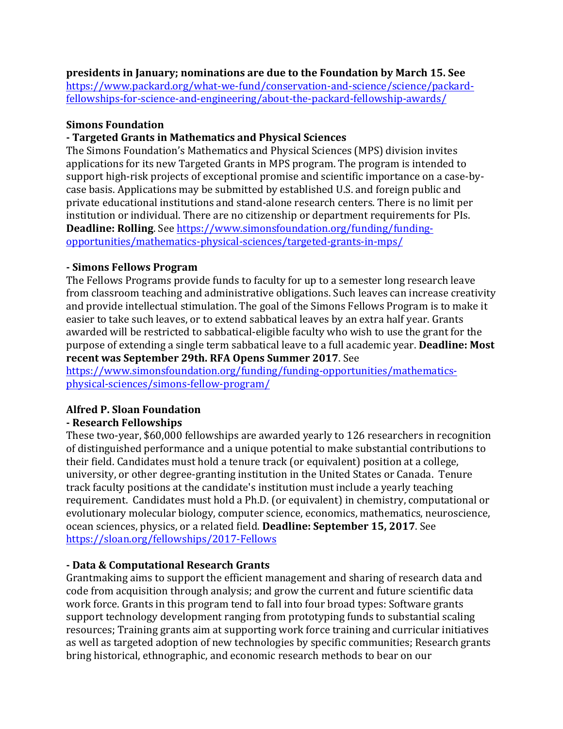**presidents in January; nominations are due to the Foundation by March 15. See** https://www.packard.org/what-we-fund/conservation-and-science/science/packard-fellowships-for-science-and-engineering/about-the-packard-fellowship-awards/

**Simons Foundation**

**- Targeted Grants in Mathematics and Physical Sciences**

The Simons Foundation's Mathematics and Physical Sciences (MPS) division invites applications for its new Targeted Grants in MPS program. The program is intended to support high-risk projects of exceptional promise and scientific importance on a case-by-case basis. Applications may be submitted by established U.S. and foreign public and private educational institutions and stand-alone research centers. There is no limit per institution or individual. There are no citizenship or department requirements for PIs. **Deadline: Rolling**. See https://www.simonsfoundation.org/funding/funding-opportunities/mathematics-physical-sciences/targeted-grants-in-mps/

**- Simons Fellows Program**

The Fellows Programs provide funds to faculty for up to a semester long research leave from classroom teaching and administrative obligations. Such leaves can increase creativity and provide intellectual stimulation. The goal of the Simons Fellows Program is to make it easier to take such leaves, or to extend sabbatical leaves by an extra half year. Grants awarded will be restricted to sabbatical-eligible faculty who wish to use the grant for the purpose of extending a single term sabbatical leave to a full academic year. **Deadline: Most recent was September 29th. RFA Opens Summer 2017**. See https://www.simonsfoundation.org/funding/funding-opportunities/mathematics-physical-sciences/simons-fellow-program/

**Alfred P. Sloan Foundation**

**- Research Fellowships**

These two-year, $60,000 fellowships are awarded yearly to 126 researchers in recognition of distinguished performance and a unique potential to make substantial contributions to their field. Candidates must hold a tenure track (or equivalent) position at a college, university, or other degree-granting institution in the United States or Canada. Tenure track faculty positions at the candidate's institution must include a yearly teaching requirement. Candidates must hold a Ph.D. (or equivalent) in chemistry, computational or evolutionary molecular biology, computer science, economics, mathematics, neuroscience, ocean sciences, physics, or a related field. **Deadline: September 15, 2017**. See https://sloan.org/fellowships/2017-Fellows

**- Data & Computational Research Grants**

Grantmaking aims to support the efficient management and sharing of research data and code from acquisition through analysis; and grow the current and future scientific data work force. Grants in this program tend to fall into four broad types: Software grants support technology development ranging from prototyping funds to substantial scaling resources; Training grants aim at supporting work force training and curricular initiatives as well as targeted adoption of new technologies by specific communities; Research grants bring historical, ethnographic, and economic research methods to bear on our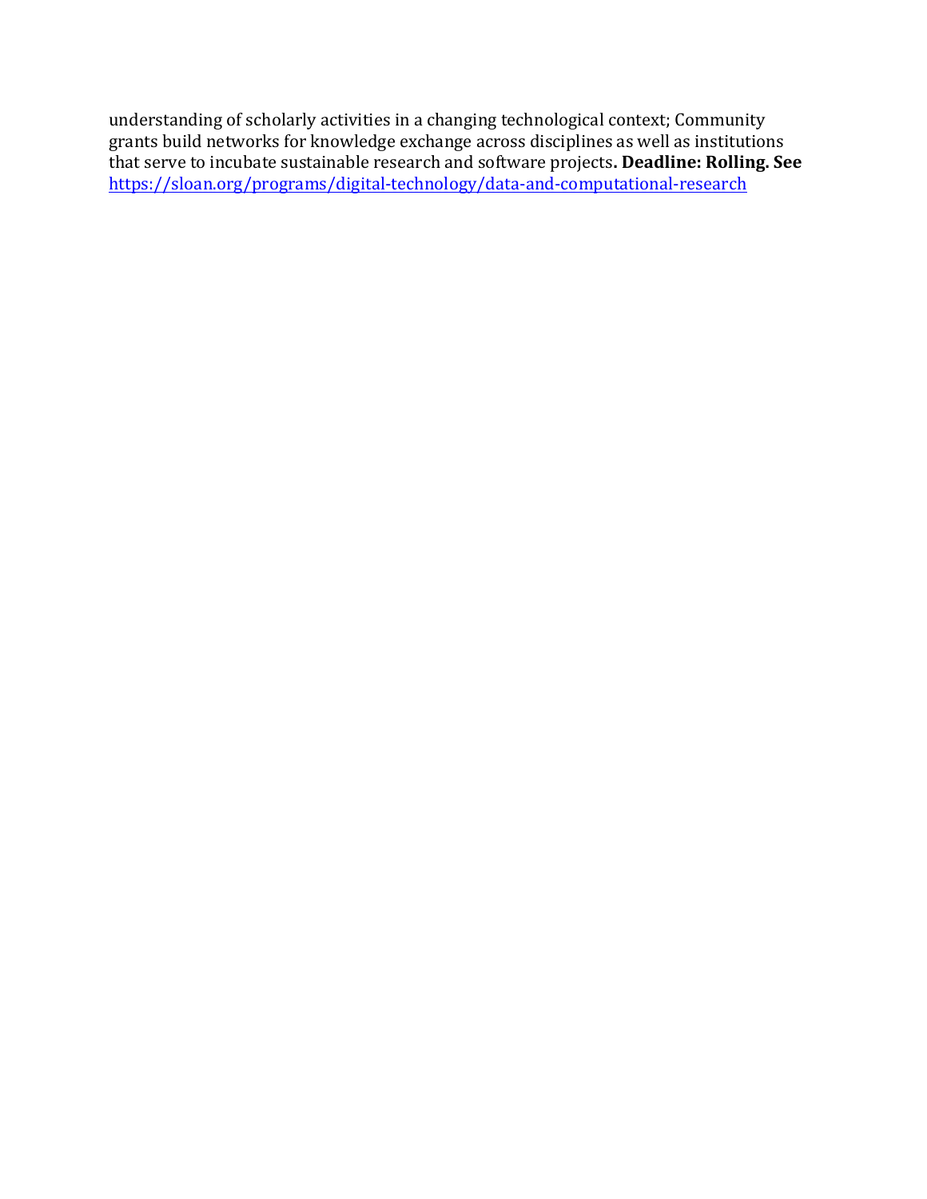understanding of scholarly activities in a changing technological context; Community grants build networks for knowledge exchange across disciplines as well as institutions that serve to incubate sustainable research and software projects**. Deadline: Rolling. See** [https://sloan.org/programs/digital-technology/data-and-computational-research](https://sloan.org/programs/digital-technology/data-and-computational-research)